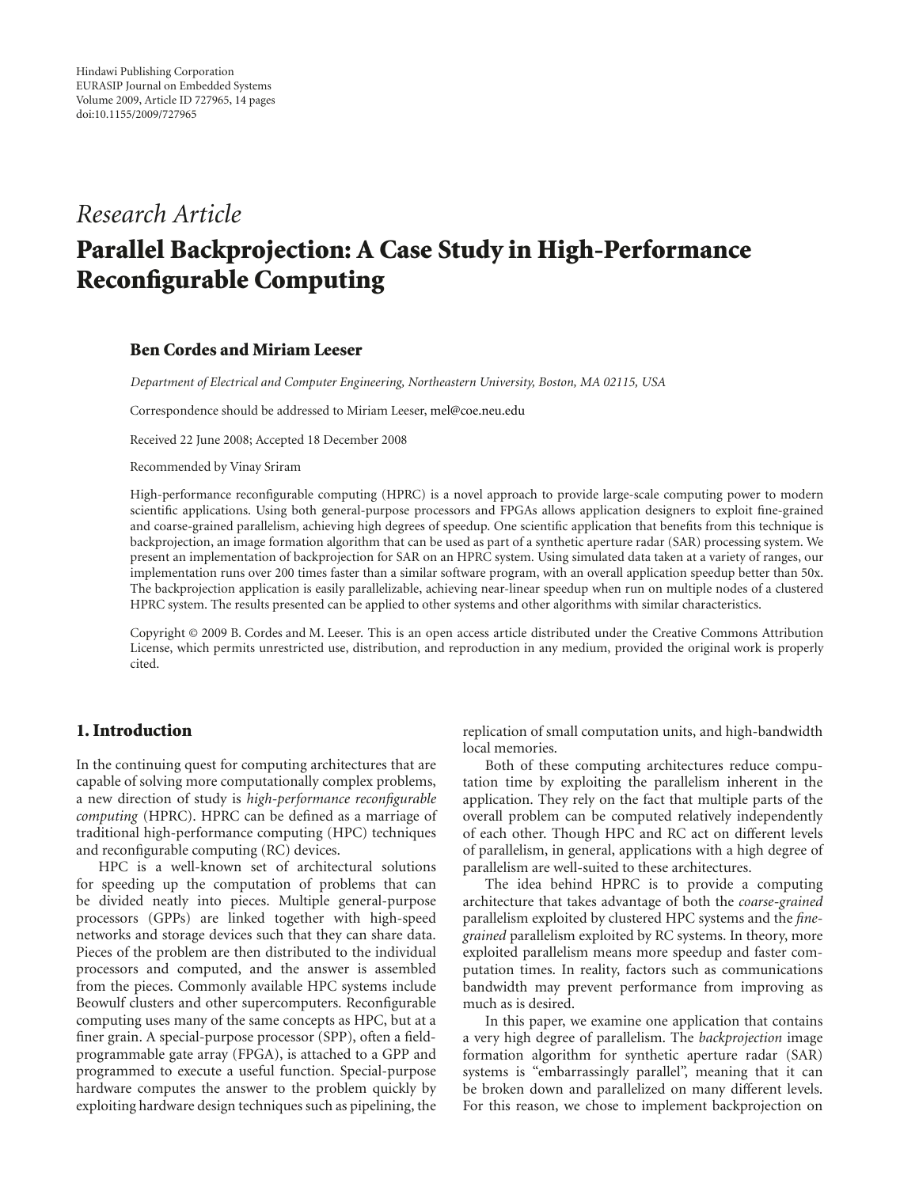Hindawi Publishing Corporation
EURASIP Journal on Embedded Systems
Volume 2009, Article ID 727965, 14 pages
doi:10.1155/2009/727965

*Research Article*

# Parallel Backprojection: A Case Study in High-Performance Reconfigurable Computing

**Ben Cordes and Miriam Leeser**

*Department of Electrical and Computer Engineering, Northeastern University, Boston, MA 02115, USA*

Correspondence should be addressed to Miriam Leeser, mel@coe.neu.edu

Received 22 June 2008; Accepted 18 December 2008

Recommended by Vinay Sriram

High-performance reconfigurable computing (HPRC) is a novel approach to provide large-scale computing power to modern scientific applications. Using both general-purpose processors and FPGAs allows application designers to exploit fine-grained and coarse-grained parallelism, achieving high degrees of speedup. One scientific application that benefits from this technique is backprojection, an image formation algorithm that can be used as part of a synthetic aperture radar (SAR) processing system. We present an implementation of backprojection for SAR on an HPRC system. Using simulated data taken at a variety of ranges, our implementation runs over 200 times faster than a similar software program, with an overall application speedup better than 50x. The backprojection application is easily parallelizable, achieving near-linear speedup when run on multiple nodes of a clustered HPRC system. The results presented can be applied to other systems and other algorithms with similar characteristics.

Copyright © 2009 B. Cordes and M. Leeser. This is an open access article distributed under the Creative Commons Attribution License, which permits unrestricted use, distribution, and reproduction in any medium, provided the original work is properly cited.

## 1. Introduction

In the continuing quest for computing architectures that are capable of solving more computationally complex problems, a new direction of study is *high-performance reconfigurable computing* (HPRC). HPRC can be defined as a marriage of traditional high-performance computing (HPC) techniques and reconfigurable computing (RC) devices.

HPC is a well-known set of architectural solutions for speeding up the computation of problems that can be divided neatly into pieces. Multiple general-purpose processors (GPPs) are linked together with high-speed networks and storage devices such that they can share data. Pieces of the problem are then distributed to the individual processors and computed, and the answer is assembled from the pieces. Commonly available HPC systems include Beowulf clusters and other supercomputers. Reconfigurable computing uses many of the same concepts as HPC, but at a finer grain. A special-purpose processor (SPP), often a field-programmable gate array (FPGA), is attached to a GPP and programmed to execute a useful function. Special-purpose hardware computes the answer to the problem quickly by exploiting hardware design techniques such as pipelining, the replication of small computation units, and high-bandwidth local memories.

Both of these computing architectures reduce computation time by exploiting the parallelism inherent in the application. They rely on the fact that multiple parts of the overall problem can be computed relatively independently of each other. Though HPC and RC act on different levels of parallelism, in general, applications with a high degree of parallelism are well-suited to these architectures.

The idea behind HPRC is to provide a computing architecture that takes advantage of both the *coarse-grained* parallelism exploited by clustered HPC systems and the *fine-grained* parallelism exploited by RC systems. In theory, more exploited parallelism means more speedup and faster computation times. In reality, factors such as communications bandwidth may prevent performance from improving as much as is desired.

In this paper, we examine one application that contains a very high degree of parallelism. The *backprojection* image formation algorithm for synthetic aperture radar (SAR) systems is "embarrassingly parallel", meaning that it can be broken down and parallelized on many different levels. For this reason, we chose to implement backprojection on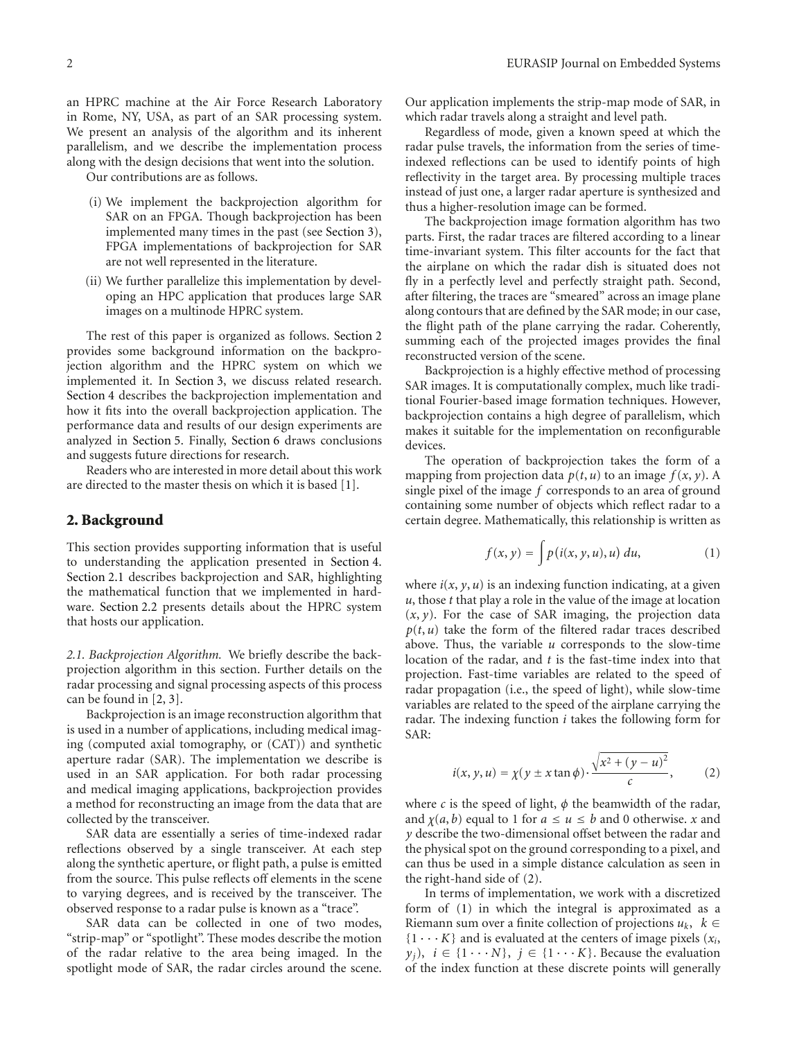an HPRC machine at the Air Force Research Laboratory in Rome, NY, USA, as part of an SAR processing system. We present an analysis of the algorithm and its inherent parallelism, and we describe the implementation process along with the design decisions that went into the solution.

Our contributions are as follows.

(i) We implement the backprojection algorithm for SAR on an FPGA. Though backprojection has been implemented many times in the past (see Section 3), FPGA implementations of backprojection for SAR are not well represented in the literature.

(ii) We further parallelize this implementation by developing an HPC application that produces large SAR images on a multinode HPRC system.

The rest of this paper is organized as follows. Section 2 provides some background information on the backprojection algorithm and the HPRC system on which we implemented it. In Section 3, we discuss related research. Section 4 describes the backprojection implementation and how it fits into the overall backprojection application. The performance data and results of our design experiments are analyzed in Section 5. Finally, Section 6 draws conclusions and suggests future directions for research.

Readers who are interested in more detail about this work are directed to the master thesis on which it is based [1].

## 2. Background

This section provides supporting information that is useful to understanding the application presented in Section 4. Section 2.1 describes backprojection and SAR, highlighting the mathematical function that we implemented in hardware. Section 2.2 presents details about the HPRC system that hosts our application.

*2.1. Backprojection Algorithm.* We briefly describe the backprojection algorithm in this section. Further details on the radar processing and signal processing aspects of this process can be found in [2, 3].

Backprojection is an image reconstruction algorithm that is used in a number of applications, including medical imaging (computed axial tomography, or (CAT)) and synthetic aperture radar (SAR). The implementation we describe is used in an SAR application. For both radar processing and medical imaging applications, backprojection provides a method for reconstructing an image from the data that are collected by the transceiver.

SAR data are essentially a series of time-indexed radar reflections observed by a single transceiver. At each step along the synthetic aperture, or flight path, a pulse is emitted from the source. This pulse reflects off elements in the scene to varying degrees, and is received by the transceiver. The observed response to a radar pulse is known as a "trace".

SAR data can be collected in one of two modes, "strip-map" or "spotlight". These modes describe the motion of the radar relative to the area being imaged. In the spotlight mode of SAR, the radar circles around the scene. Our application implements the strip-map mode of SAR, in which radar travels along a straight and level path.

Regardless of mode, given a known speed at which the radar pulse travels, the information from the series of time-indexed reflections can be used to identify points of high reflectivity in the target area. By processing multiple traces instead of just one, a larger radar aperture is synthesized and thus a higher-resolution image can be formed.

The backprojection image formation algorithm has two parts. First, the radar traces are filtered according to a linear time-invariant system. This filter accounts for the fact that the airplane on which the radar dish is situated does not fly in a perfectly level and perfectly straight path. Second, after filtering, the traces are "smeared" across an image plane along contours that are defined by the SAR mode; in our case, the flight path of the plane carrying the radar. Coherently, summing each of the projected images provides the final reconstructed version of the scene.

Backprojection is a highly effective method of processing SAR images. It is computationally complex, much like traditional Fourier-based image formation techniques. However, backprojection contains a high degree of parallelism, which makes it suitable for the implementation on reconfigurable devices.

The operation of backprojection takes the form of a mapping from projection data $p(t, u)$ to an image $f(x, y)$. A single pixel of the image $f$ corresponds to an area of ground containing some number of objects which reflect radar to a certain degree. Mathematically, this relationship is written as

$$f(x, y) = \int p(i(x, y, u), u)\, du, \tag{1}$$

where $i(x, y, u)$ is an indexing function indicating, at a given $u$, those $t$ that play a role in the value of the image at location $(x, y)$. For the case of SAR imaging, the projection data $p(t, u)$ take the form of the filtered radar traces described above. Thus, the variable $u$ corresponds to the slow-time location of the radar, and $t$ is the fast-time index into that projection. Fast-time variables are related to the speed of radar propagation (i.e., the speed of light), while slow-time variables are related to the speed of the airplane carrying the radar. The indexing function $i$ takes the following form for SAR:

$$i(x, y, u) = \chi(y \pm x \tan \phi) \cdot \frac{\sqrt{x^2 + (y - u)^2}}{c}, \tag{2}$$

where $c$ is the speed of light, $\phi$ the beamwidth of the radar, and $\chi(a, b)$ equal to 1 for $a \leq u \leq b$ and 0 otherwise. $x$ and $y$ describe the two-dimensional offset between the radar and the physical spot on the ground corresponding to a pixel, and can thus be used in a simple distance calculation as seen in the right-hand side of (2).

In terms of implementation, we work with a discretized form of (1) in which the integral is approximated as a Riemann sum over a finite collection of projections $u_k$, $k \in \{1 \cdots K\}$ and is evaluated at the centers of image pixels $(x_i, y_j)$, $i \in \{1 \cdots N\}$, $j \in \{1 \cdots K\}$. Because the evaluation of the index function at these discrete points will generally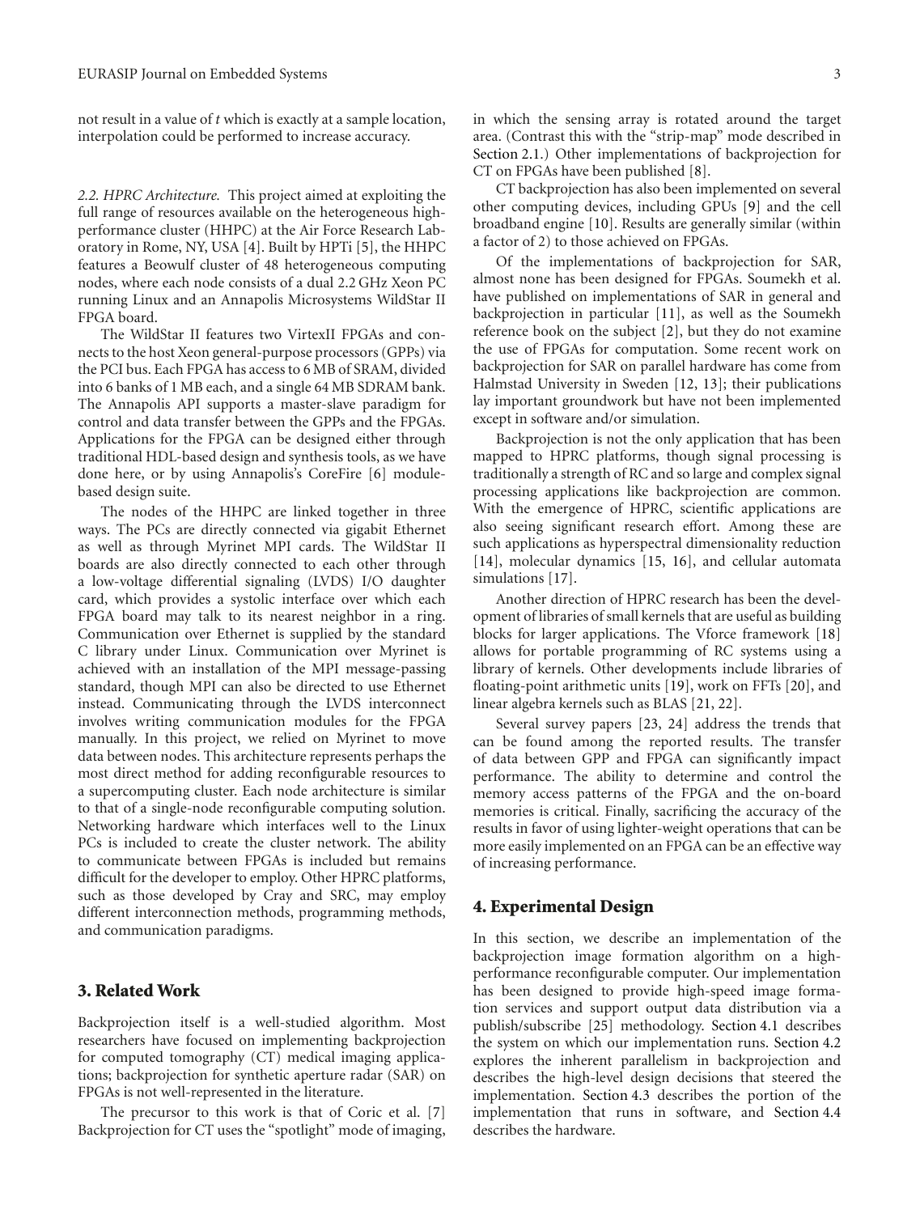not result in a value of $t$ which is exactly at a sample location, interpolation could be performed to increase accuracy.

*2.2. HPRC Architecture.* This project aimed at exploiting the full range of resources available on the heterogeneous high-performance cluster (HHPC) at the Air Force Research Laboratory in Rome, NY, USA [4]. Built by HPTi [5], the HHPC features a Beowulf cluster of 48 heterogeneous computing nodes, where each node consists of a dual 2.2 GHz Xeon PC running Linux and an Annapolis Microsystems WildStar II FPGA board.

The WildStar II features two VirtexII FPGAs and connects to the host Xeon general-purpose processors (GPPs) via the PCI bus. Each FPGA has access to 6 MB of SRAM, divided into 6 banks of 1 MB each, and a single 64 MB SDRAM bank. The Annapolis API supports a master-slave paradigm for control and data transfer between the GPPs and the FPGAs. Applications for the FPGA can be designed either through traditional HDL-based design and synthesis tools, as we have done here, or by using Annapolis's CoreFire [6] module-based design suite.

The nodes of the HHPC are linked together in three ways. The PCs are directly connected via gigabit Ethernet as well as through Myrinet MPI cards. The WildStar II boards are also directly connected to each other through a low-voltage differential signaling (LVDS) I/O daughter card, which provides a systolic interface over which each FPGA board may talk to its nearest neighbor in a ring. Communication over Ethernet is supplied by the standard C library under Linux. Communication over Myrinet is achieved with an installation of the MPI message-passing standard, though MPI can also be directed to use Ethernet instead. Communicating through the LVDS interconnect involves writing communication modules for the FPGA manually. In this project, we relied on Myrinet to move data between nodes. This architecture represents perhaps the most direct method for adding reconfigurable resources to a supercomputing cluster. Each node architecture is similar to that of a single-node reconfigurable computing solution. Networking hardware which interfaces well to the Linux PCs is included to create the cluster network. The ability to communicate between FPGAs is included but remains difficult for the developer to employ. Other HPRC platforms, such as those developed by Cray and SRC, may employ different interconnection methods, programming methods, and communication paradigms.

## 3. Related Work

Backprojection itself is a well-studied algorithm. Most researchers have focused on implementing backprojection for computed tomography (CT) medical imaging applications; backprojection for synthetic aperture radar (SAR) on FPGAs is not well-represented in the literature.

The precursor to this work is that of Coric et al. [7] Backprojection for CT uses the "spotlight" mode of imaging, in which the sensing array is rotated around the target area. (Contrast this with the "strip-map" mode described in Section 2.1.) Other implementations of backprojection for CT on FPGAs have been published [8].

CT backprojection has also been implemented on several other computing devices, including GPUs [9] and the cell broadband engine [10]. Results are generally similar (within a factor of 2) to those achieved on FPGAs.

Of the implementations of backprojection for SAR, almost none has been designed for FPGAs. Soumekh et al. have published on implementations of SAR in general and backprojection in particular [11], as well as the Soumekh reference book on the subject [2], but they do not examine the use of FPGAs for computation. Some recent work on backprojection for SAR on parallel hardware has come from Halmstad University in Sweden [12, 13]; their publications lay important groundwork but have not been implemented except in software and/or simulation.

Backprojection is not the only application that has been mapped to HPRC platforms, though signal processing is traditionally a strength of RC and so large and complex signal processing applications like backprojection are common. With the emergence of HPRC, scientific applications are also seeing significant research effort. Among these are such applications as hyperspectral dimensionality reduction [14], molecular dynamics [15, 16], and cellular automata simulations [17].

Another direction of HPRC research has been the development of libraries of small kernels that are useful as building blocks for larger applications. The Vforce framework [18] allows for portable programming of RC systems using a library of kernels. Other developments include libraries of floating-point arithmetic units [19], work on FFTs [20], and linear algebra kernels such as BLAS [21, 22].

Several survey papers [23, 24] address the trends that can be found among the reported results. The transfer of data between GPP and FPGA can significantly impact performance. The ability to determine and control the memory access patterns of the FPGA and the on-board memories is critical. Finally, sacrificing the accuracy of the results in favor of using lighter-weight operations that can be more easily implemented on an FPGA can be an effective way of increasing performance.

## 4. Experimental Design

In this section, we describe an implementation of the backprojection image formation algorithm on a high-performance reconfigurable computer. Our implementation has been designed to provide high-speed image formation services and support output data distribution via a publish/subscribe [25] methodology. Section 4.1 describes the system on which our implementation runs. Section 4.2 explores the inherent parallelism in backprojection and describes the high-level design decisions that steered the implementation. Section 4.3 describes the portion of the implementation that runs in software, and Section 4.4 describes the hardware.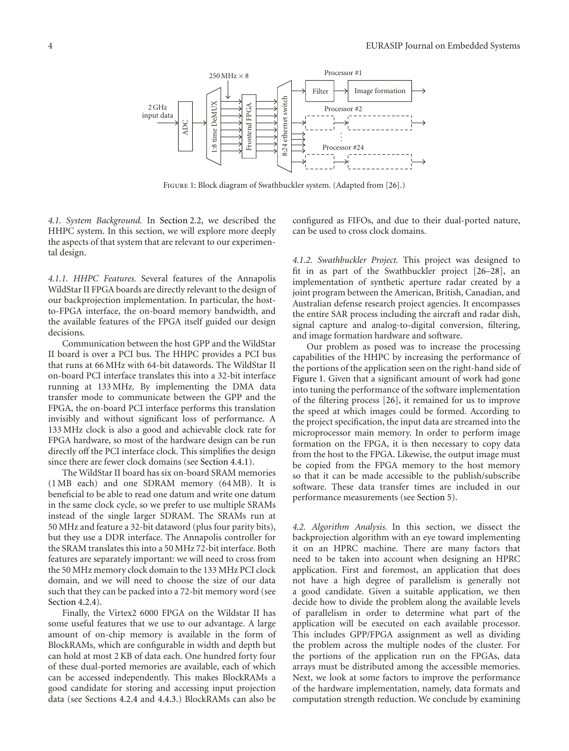Figure 1: Block diagram of Swathbuckler system. (Adapted from [26].)

*4.1. System Background.* In Section 2.2, we described the HHPC system. In this section, we will explore more deeply the aspects of that system that are relevant to our experimental design.

*4.1.1. HHPC Features.* Several features of the Annapolis WildStar II FPGA boards are directly relevant to the design of our backprojection implementation. In particular, the host-to-FPGA interface, the on-board memory bandwidth, and the available features of the FPGA itself guided our design decisions.

Communication between the host GPP and the WildStar II board is over a PCI bus. The HHPC provides a PCI bus that runs at 66 MHz with 64-bit datawords. The WildStar II on-board PCI interface translates this into a 32-bit interface running at 133 MHz. By implementing the DMA data transfer mode to communicate between the GPP and the FPGA, the on-board PCI interface performs this translation invisibly and without significant loss of performance. A 133 MHz clock is also a good and achievable clock rate for FPGA hardware, so most of the hardware design can be run directly off the PCI interface clock. This simplifies the design since there are fewer clock domains (see Section 4.4.1).

The WildStar II board has six on-board SRAM memories (1 MB each) and one SDRAM memory (64 MB). It is beneficial to be able to read one datum and write one datum in the same clock cycle, so we prefer to use multiple SRAMs instead of the single larger SDRAM. The SRAMs run at 50 MHz and feature a 32-bit dataword (plus four parity bits), but they use a DDR interface. The Annapolis controller for the SRAM translates this into a 50 MHz 72-bit interface. Both features are separately important: we will need to cross from the 50 MHz memory clock domain to the 133 MHz PCI clock domain, and we will need to choose the size of our data such that they can be packed into a 72-bit memory word (see Section 4.2.4).

Finally, the Virtex2 6000 FPGA on the Wildstar II has some useful features that we use to our advantage. A large amount of on-chip memory is available in the form of BlockRAMs, which are configurable in width and depth but can hold at most 2 KB of data each. One hundred forty four of these dual-ported memories are available, each of which can be accessed independently. This makes BlockRAMs a good candidate for storing and accessing input projection data (see Sections 4.2.4 and 4.4.3.) BlockRAMs can also be configured as FIFOs, and due to their dual-ported nature, can be used to cross clock domains.

*4.1.2. Swathbuckler Project.* This project was designed to fit in as part of the Swathbuckler project [26–28], an implementation of synthetic aperture radar created by a joint program between the American, British, Canadian, and Australian defense research project agencies. It encompasses the entire SAR process including the aircraft and radar dish, signal capture and analog-to-digital conversion, filtering, and image formation hardware and software.

Our problem as posed was to increase the processing capabilities of the HHPC by increasing the performance of the portions of the application seen on the right-hand side of Figure 1. Given that a significant amount of work had gone into tuning the performance of the software implementation of the filtering process [26], it remained for us to improve the speed at which images could be formed. According to the project specification, the input data are streamed into the microprocessor main memory. In order to perform image formation on the FPGA, it is then necessary to copy data from the host to the FPGA. Likewise, the output image must be copied from the FPGA memory to the host memory so that it can be made accessible to the publish/subscribe software. These data transfer times are included in our performance measurements (see Section 5).

*4.2. Algorithm Analysis.* In this section, we dissect the backprojection algorithm with an eye toward implementing it on an HPRC machine. There are many factors that need to be taken into account when designing an HPRC application. First and foremost, an application that does not have a high degree of parallelism is generally not a good candidate. Given a suitable application, we then decide how to divide the problem along the available levels of parallelism in order to determine what part of the application will be executed on each available processor. This includes GPP/FPGA assignment as well as dividing the problem across the multiple nodes of the cluster. For the portions of the application run on the FPGAs, data arrays must be distributed among the accessible memories. Next, we look at some factors to improve the performance of the hardware implementation, namely, data formats and computation strength reduction. We conclude by examining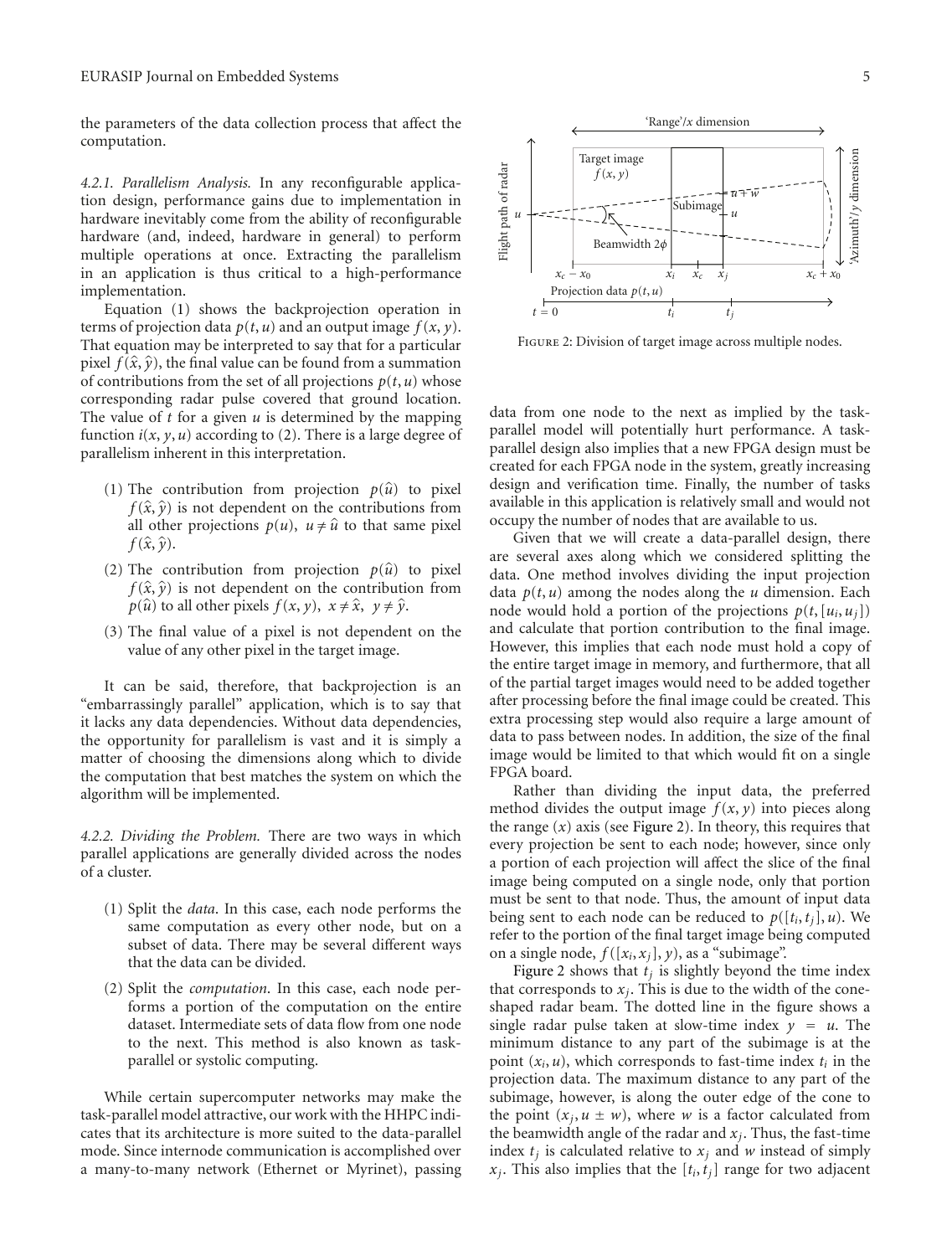the parameters of the data collection process that affect the computation.

*4.2.1. Parallelism Analysis.* In any reconfigurable application design, performance gains due to implementation in hardware inevitably come from the ability of reconfigurable hardware (and, indeed, hardware in general) to perform multiple operations at once. Extracting the parallelism in an application is thus critical to a high-performance implementation.

Equation (1) shows the backprojection operation in terms of projection data $p(t,u)$ and an output image $f(x,y)$. That equation may be interpreted to say that for a particular pixel $f(\hat{x},\hat{y})$, the final value can be found from a summation of contributions from the set of all projections $p(t,u)$ whose corresponding radar pulse covered that ground location. The value of $t$ for a given $u$ is determined by the mapping function $i(x,y,u)$ according to (2). There is a large degree of parallelism inherent in this interpretation.

(1) The contribution from projection $p(\hat{u})$ to pixel $f(\hat{x},\hat{y})$ is not dependent on the contributions from all other projections $p(u)$, $u \neq \hat{u}$ to that same pixel $f(\hat{x},\hat{y})$.

(2) The contribution from projection $p(\hat{u})$ to pixel $f(\hat{x},\hat{y})$ is not dependent on the contribution from $p(\hat{u})$ to all other pixels $f(x,y)$, $x \neq \hat{x}$, $y \neq \hat{y}$.

(3) The final value of a pixel is not dependent on the value of any other pixel in the target image.

It can be said, therefore, that backprojection is an "embarrassingly parallel" application, which is to say that it lacks any data dependencies. Without data dependencies, the opportunity for parallelism is vast and it is simply a matter of choosing the dimensions along which to divide the computation that best matches the system on which the algorithm will be implemented.

*4.2.2. Dividing the Problem.* There are two ways in which parallel applications are generally divided across the nodes of a cluster.

(1) Split the *data*. In this case, each node performs the same computation as every other node, but on a subset of data. There may be several different ways that the data can be divided.

(2) Split the *computation*. In this case, each node performs a portion of the computation on the entire dataset. Intermediate sets of data flow from one node to the next. This method is also known as task-parallel or systolic computing.

While certain supercomputer networks may make the task-parallel model attractive, our work with the HHPC indicates that its architecture is more suited to the data-parallel mode. Since internode communication is accomplished over a many-to-many network (Ethernet or Myrinet), passing data from one node to the next as implied by the task-parallel model will potentially hurt performance. A task-parallel design also implies that a new FPGA design must be created for each FPGA node in the system, greatly increasing design and verification time. Finally, the number of tasks available in this application is relatively small and would not occupy the number of nodes that are available to us.

Figure 2: Division of target image across multiple nodes.

Given that we will create a data-parallel design, there are several axes along which we considered splitting the data. One method involves dividing the input projection data $p(t,u)$ among the nodes along the $u$ dimension. Each node would hold a portion of the projections $p(t,[u_i,u_j])$ and calculate that portion contribution to the final image. However, this implies that each node must hold a copy of the entire target image in memory, and furthermore, that all of the partial target images would need to be added together after processing before the final image could be created. This extra processing step would also require a large amount of data to pass between nodes. In addition, the size of the final image would be limited to that which would fit on a single FPGA board.

Rather than dividing the input data, the preferred method divides the output image $f(x,y)$ into pieces along the range ($x$) axis (see Figure 2). In theory, this requires that every projection be sent to each node; however, since only a portion of each projection will affect the slice of the final image being computed on a single node, only that portion must be sent to that node. Thus, the amount of input data being sent to each node can be reduced to $p([t_i,t_j],u)$. We refer to the portion of the final target image being computed on a single node, $f([x_i,x_j],y)$, as a "subimage".

Figure 2 shows that $t_j$ is slightly beyond the time index that corresponds to $x_j$. This is due to the width of the cone-shaped radar beam. The dotted line in the figure shows a single radar pulse taken at slow-time index $y = u$. The minimum distance to any part of the subimage is at the point $(x_i,u)$, which corresponds to fast-time index $t_i$ in the projection data. The maximum distance to any part of the subimage, however, is along the outer edge of the cone to the point $(x_j, u \pm w)$, where $w$ is a factor calculated from the beamwidth angle of the radar and $x_j$. Thus, the fast-time index $t_j$ is calculated relative to $x_j$ and $w$ instead of simply $x_j$. This also implies that the $[t_i,t_j]$ range for two adjacent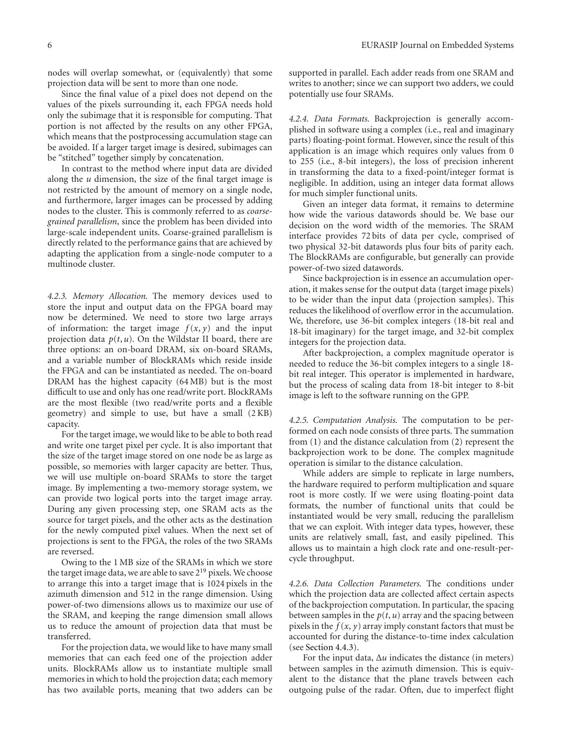nodes will overlap somewhat, or (equivalently) that some projection data will be sent to more than one node.

Since the final value of a pixel does not depend on the values of the pixels surrounding it, each FPGA needs hold only the subimage that it is responsible for computing. That portion is not affected by the results on any other FPGA, which means that the postprocessing accumulation stage can be avoided. If a larger target image is desired, subimages can be "stitched" together simply by concatenation.

In contrast to the method where input data are divided along the $u$ dimension, the size of the final target image is not restricted by the amount of memory on a single node, and furthermore, larger images can be processed by adding nodes to the cluster. This is commonly referred to as *coarse-grained parallelism*, since the problem has been divided into large-scale independent units. Coarse-grained parallelism is directly related to the performance gains that are achieved by adapting the application from a single-node computer to a multinode cluster.

*4.2.3. Memory Allocation.* The memory devices used to store the input and output data on the FPGA board may now be determined. We need to store two large arrays of information: the target image $f(x, y)$ and the input projection data $p(t, u)$. On the Wildstar II board, there are three options: an on-board DRAM, six on-board SRAMs, and a variable number of BlockRAMs which reside inside the FPGA and can be instantiated as needed. The on-board DRAM has the highest capacity (64 MB) but is the most difficult to use and only has one read/write port. BlockRAMs are the most flexible (two read/write ports and a flexible geometry) and simple to use, but have a small (2 KB) capacity.

For the target image, we would like to be able to both read and write one target pixel per cycle. It is also important that the size of the target image stored on one node be as large as possible, so memories with larger capacity are better. Thus, we will use multiple on-board SRAMs to store the target image. By implementing a two-memory storage system, we can provide two logical ports into the target image array. During any given processing step, one SRAM acts as the source for target pixels, and the other acts as the destination for the newly computed pixel values. When the next set of projections is sent to the FPGA, the roles of the two SRAMs are reversed.

Owing to the 1 MB size of the SRAMs in which we store the target image data, we are able to save $2^{19}$ pixels. We choose to arrange this into a target image that is 1024 pixels in the azimuth dimension and 512 in the range dimension. Using power-of-two dimensions allows us to maximize our use of the SRAM, and keeping the range dimension small allows us to reduce the amount of projection data that must be transferred.

For the projection data, we would like to have many small memories that can each feed one of the projection adder units. BlockRAMs allow us to instantiate multiple small memories in which to hold the projection data; each memory has two available ports, meaning that two adders can be supported in parallel. Each adder reads from one SRAM and writes to another; since we can support two adders, we could potentially use four SRAMs.

*4.2.4. Data Formats.* Backprojection is generally accomplished in software using a complex (i.e., real and imaginary parts) floating-point format. However, since the result of this application is an image which requires only values from 0 to 255 (i.e., 8-bit integers), the loss of precision inherent in transforming the data to a fixed-point/integer format is negligible. In addition, using an integer data format allows for much simpler functional units.

Given an integer data format, it remains to determine how wide the various datawords should be. We base our decision on the word width of the memories. The SRAM interface provides 72 bits of data per cycle, comprised of two physical 32-bit datawords plus four bits of parity each. The BlockRAMs are configurable, but generally can provide power-of-two sized datawords.

Since backprojection is in essence an accumulation operation, it makes sense for the output data (target image pixels) to be wider than the input data (projection samples). This reduces the likelihood of overflow error in the accumulation. We, therefore, use 36-bit complex integers (18-bit real and 18-bit imaginary) for the target image, and 32-bit complex integers for the projection data.

After backprojection, a complex magnitude operator is needed to reduce the 36-bit complex integers to a single 18-bit real integer. This operator is implemented in hardware, but the process of scaling data from 18-bit integer to 8-bit image is left to the software running on the GPP.

*4.2.5. Computation Analysis.* The computation to be performed on each node consists of three parts. The summation from (1) and the distance calculation from (2) represent the backprojection work to be done. The complex magnitude operation is similar to the distance calculation.

While adders are simple to replicate in large numbers, the hardware required to perform multiplication and square root is more costly. If we were using floating-point data formats, the number of functional units that could be instantiated would be very small, reducing the parallelism that we can exploit. With integer data types, however, these units are relatively small, fast, and easily pipelined. This allows us to maintain a high clock rate and one-result-per-cycle throughput.

*4.2.6. Data Collection Parameters.* The conditions under which the projection data are collected affect certain aspects of the backprojection computation. In particular, the spacing between samples in the $p(t, u)$ array and the spacing between pixels in the $f(x, y)$ array imply constant factors that must be accounted for during the distance-to-time index calculation (see Section 4.4.3).

For the input data, $\Delta u$ indicates the distance (in meters) between samples in the azimuth dimension. This is equivalent to the distance that the plane travels between each outgoing pulse of the radar. Often, due to imperfect flight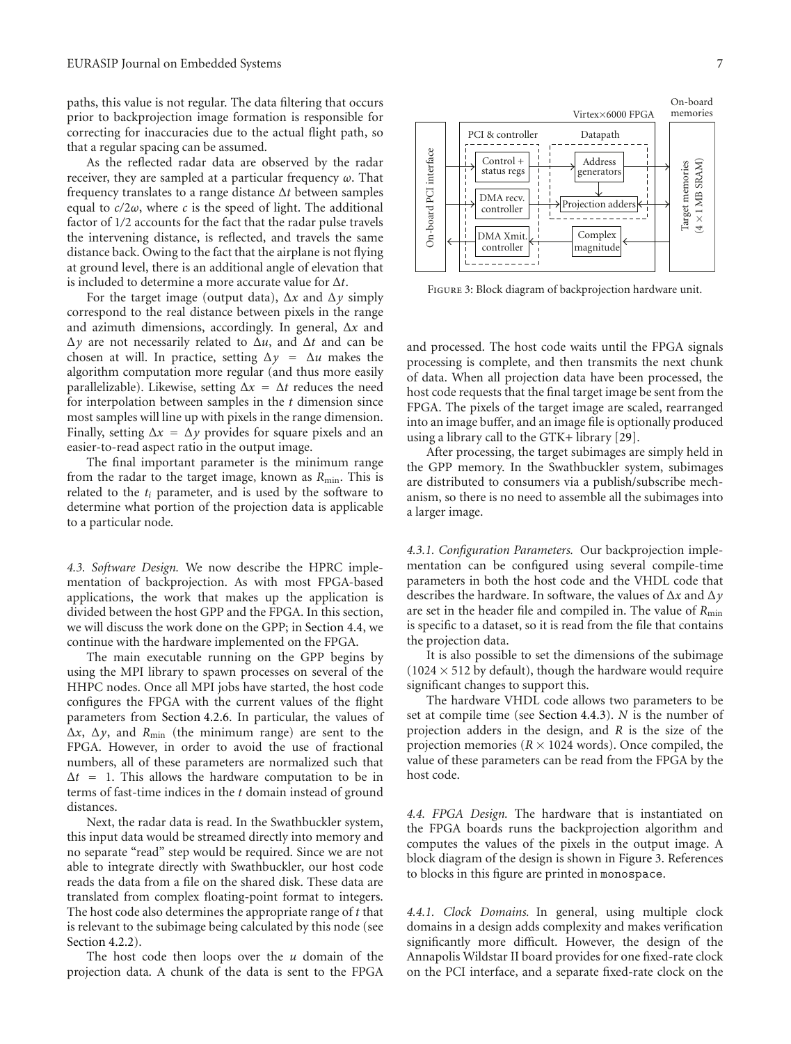paths, this value is not regular. The data filtering that occurs prior to backprojection image formation is responsible for correcting for inaccuracies due to the actual flight path, so that a regular spacing can be assumed.

As the reflected radar data are observed by the radar receiver, they are sampled at a particular frequency $\omega$. That frequency translates to a range distance $\Delta t$ between samples equal to $c/2\omega$, where $c$ is the speed of light. The additional factor of 1/2 accounts for the fact that the radar pulse travels the intervening distance, is reflected, and travels the same distance back. Owing to the fact that the airplane is not flying at ground level, there is an additional angle of elevation that is included to determine a more accurate value for $\Delta t$.

For the target image (output data), $\Delta x$ and $\Delta y$ simply correspond to the real distance between pixels in the range and azimuth dimensions, accordingly. In general, $\Delta x$ and $\Delta y$ are not necessarily related to $\Delta u$, and $\Delta t$ and can be chosen at will. In practice, setting $\Delta y = \Delta u$ makes the algorithm computation more regular (and thus more easily parallelizable). Likewise, setting $\Delta x = \Delta t$ reduces the need for interpolation between samples in the $t$ dimension since most samples will line up with pixels in the range dimension. Finally, setting $\Delta x = \Delta y$ provides for square pixels and an easier-to-read aspect ratio in the output image.

The final important parameter is the minimum range from the radar to the target image, known as $R_{\min}$. This is related to the $t_i$ parameter, and is used by the software to determine what portion of the projection data is applicable to a particular node.

*4.3. Software Design.* We now describe the HPRC implementation of backprojection. As with most FPGA-based applications, the work that makes up the application is divided between the host GPP and the FPGA. In this section, we will discuss the work done on the GPP; in Section 4.4, we continue with the hardware implemented on the FPGA.

The main executable running on the GPP begins by using the MPI library to spawn processes on several of the HHPC nodes. Once all MPI jobs have started, the host code configures the FPGA with the current values of the flight parameters from Section 4.2.6. In particular, the values of $\Delta x$, $\Delta y$, and $R_{\min}$ (the minimum range) are sent to the FPGA. However, in order to avoid the use of fractional numbers, all of these parameters are normalized such that $\Delta t = 1$. This allows the hardware computation to be in terms of fast-time indices in the $t$ domain instead of ground distances.

Next, the radar data is read. In the Swathbuckler system, this input data would be streamed directly into memory and no separate "read" step would be required. Since we are not able to integrate directly with Swathbuckler, our host code reads the data from a file on the shared disk. These data are translated from complex floating-point format to integers. The host code also determines the appropriate range of $t$ that is relevant to the subimage being calculated by this node (see Section 4.2.2).

The host code then loops over the $u$ domain of the projection data. A chunk of the data is sent to the FPGA and processed. The host code waits until the FPGA signals processing is complete, and then transmits the next chunk of data. When all projection data have been processed, the host code requests that the final target image be sent from the FPGA. The pixels of the target image are scaled, rearranged into an image buffer, and an image file is optionally produced using a library call to the GTK+ library [29].

After processing, the target subimages are simply held in the GPP memory. In the Swathbuckler system, subimages are distributed to consumers via a publish/subscribe mechanism, so there is no need to assemble all the subimages into a larger image.

Figure 3: Block diagram of backprojection hardware unit.

*4.3.1. Configuration Parameters.* Our backprojection implementation can be configured using several compile-time parameters in both the host code and the VHDL code that describes the hardware. In software, the values of $\Delta x$ and $\Delta y$ are set in the header file and compiled in. The value of $R_{\min}$ is specific to a dataset, so it is read from the file that contains the projection data.

It is also possible to set the dimensions of the subimage ($1024 \times 512$ by default), though the hardware would require significant changes to support this.

The hardware VHDL code allows two parameters to be set at compile time (see Section 4.4.3). $N$ is the number of projection adders in the design, and $R$ is the size of the projection memories ($R \times 1024$ words). Once compiled, the value of these parameters can be read from the FPGA by the host code.

*4.4. FPGA Design.* The hardware that is instantiated on the FPGA boards runs the backprojection algorithm and computes the values of the pixels in the output image. A block diagram of the design is shown in Figure 3. References to blocks in this figure are printed in `monospace`.

*4.4.1. Clock Domains.* In general, using multiple clock domains in a design adds complexity and makes verification significantly more difficult. However, the design of the Annapolis Wildstar II board provides for one fixed-rate clock on the PCI interface, and a separate fixed-rate clock on the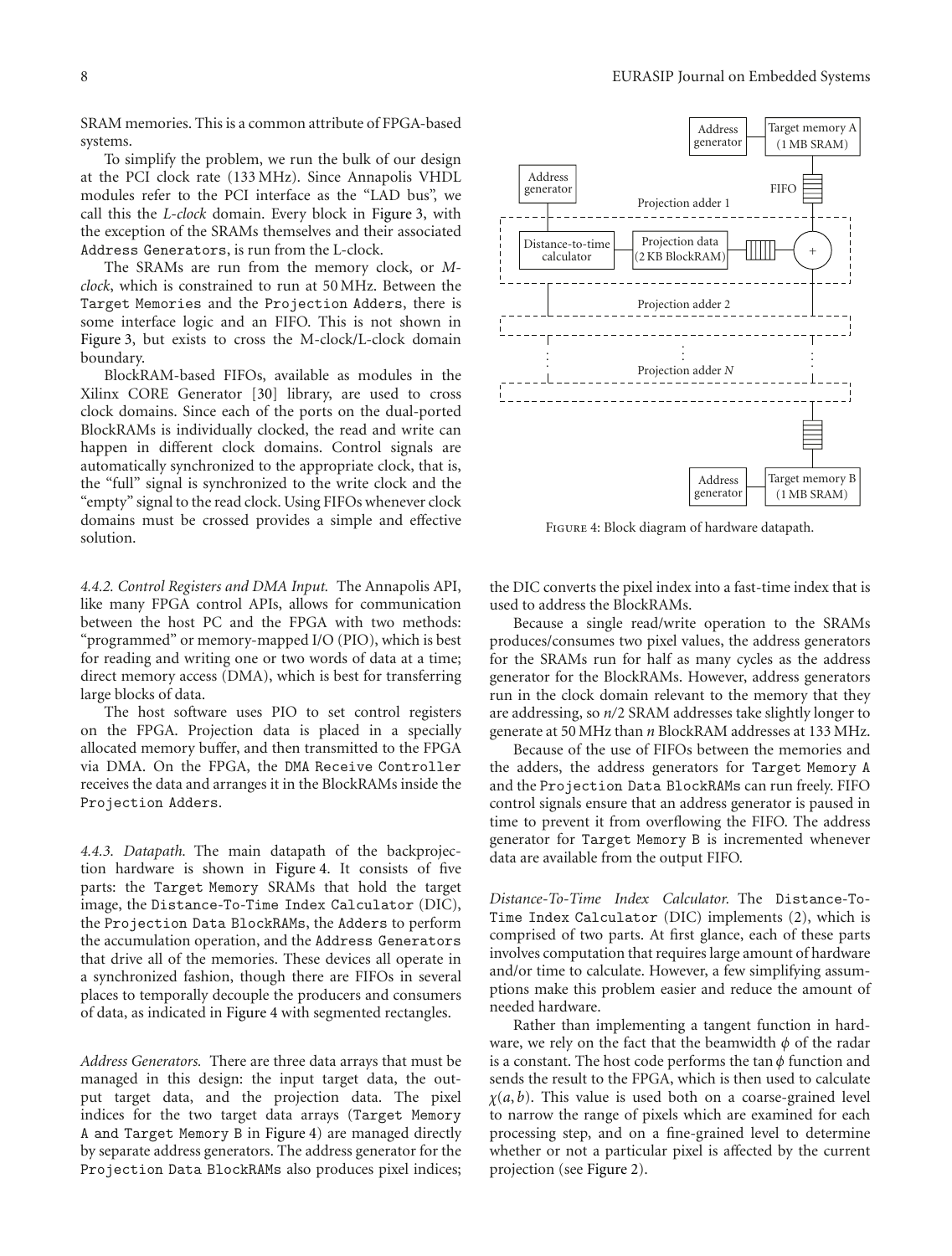SRAM memories. This is a common attribute of FPGA-based systems.

To simplify the problem, we run the bulk of our design at the PCI clock rate (133 MHz). Since Annapolis VHDL modules refer to the PCI interface as the "LAD bus", we call this the *L-clock* domain. Every block in Figure 3, with the exception of the SRAMs themselves and their associated Address Generators, is run from the L-clock.

The SRAMs are run from the memory clock, or *M-clock*, which is constrained to run at 50 MHz. Between the Target Memories and the Projection Adders, there is some interface logic and an FIFO. This is not shown in Figure 3, but exists to cross the M-clock/L-clock domain boundary.

BlockRAM-based FIFOs, available as modules in the Xilinx CORE Generator [30] library, are used to cross clock domains. Since each of the ports on the dual-ported BlockRAMs is individually clocked, the read and write can happen in different clock domains. Control signals are automatically synchronized to the appropriate clock, that is, the "full" signal is synchronized to the write clock and the "empty" signal to the read clock. Using FIFOs whenever clock domains must be crossed provides a simple and effective solution.

*4.4.2. Control Registers and DMA Input.* The Annapolis API, like many FPGA control APIs, allows for communication between the host PC and the FPGA with two methods: "programmed" or memory-mapped I/O (PIO), which is best for reading and writing one or two words of data at a time; direct memory access (DMA), which is best for transferring large blocks of data.

The host software uses PIO to set control registers on the FPGA. Projection data is placed in a specially allocated memory buffer, and then transmitted to the FPGA via DMA. On the FPGA, the DMA Receive Controller receives the data and arranges it in the BlockRAMs inside the Projection Adders.

*4.4.3. Datapath.* The main datapath of the backprojection hardware is shown in Figure 4. It consists of five parts: the Target Memory SRAMs that hold the target image, the Distance-To-Time Index Calculator (DIC), the Projection Data BlockRAMs, the Adders to perform the accumulation operation, and the Address Generators that drive all of the memories. These devices all operate in a synchronized fashion, though there are FIFOs in several places to temporally decouple the producers and consumers of data, as indicated in Figure 4 with segmented rectangles.

*Address Generators.* There are three data arrays that must be managed in this design: the input target data, the output target data, and the projection data. The pixel indices for the two target data arrays (Target Memory A and Target Memory B in Figure 4) are managed directly by separate address generators. The address generator for the Projection Data BlockRAMs also produces pixel indices; the DIC converts the pixel index into a fast-time index that is used to address the BlockRAMs.

Figure 4: Block diagram of hardware datapath.

Because a single read/write operation to the SRAMs produces/consumes two pixel values, the address generators for the SRAMs run for half as many cycles as the address generator for the BlockRAMs. However, address generators run in the clock domain relevant to the memory that they are addressing, so $n/2$ SRAM addresses take slightly longer to generate at 50 MHz than $n$ BlockRAM addresses at 133 MHz.

Because of the use of FIFOs between the memories and the adders, the address generators for Target Memory A and the Projection Data BlockRAMs can run freely. FIFO control signals ensure that an address generator is paused in time to prevent it from overflowing the FIFO. The address generator for Target Memory B is incremented whenever data are available from the output FIFO.

*Distance-To-Time Index Calculator.* The Distance-To-Time Index Calculator (DIC) implements (2), which is comprised of two parts. At first glance, each of these parts involves computation that requires large amount of hardware and/or time to calculate. However, a few simplifying assumptions make this problem easier and reduce the amount of needed hardware.

Rather than implementing a tangent function in hardware, we rely on the fact that the beamwidth $\phi$ of the radar is a constant. The host code performs the $\tan \phi$ function and sends the result to the FPGA, which is then used to calculate $\chi(a, b)$. This value is used both on a coarse-grained level to narrow the range of pixels which are examined for each processing step, and on a fine-grained level to determine whether or not a particular pixel is affected by the current projection (see Figure 2).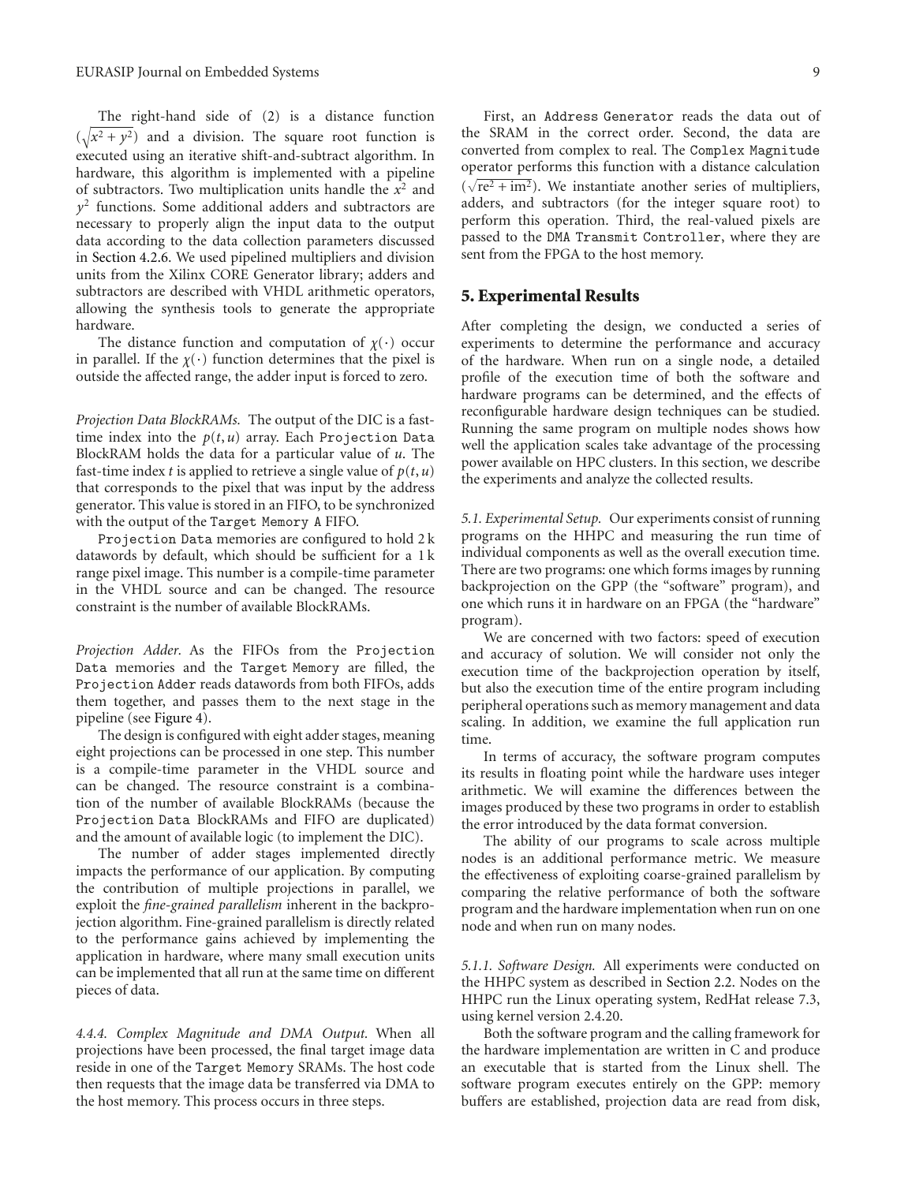The right-hand side of (2) is a distance function ($\sqrt{x^2 + y^2}$) and a division. The square root function is executed using an iterative shift-and-subtract algorithm. In hardware, this algorithm is implemented with a pipeline of subtractors. Two multiplication units handle the $x^2$ and $y^2$ functions. Some additional adders and subtractors are necessary to properly align the input data to the output data according to the data collection parameters discussed in Section 4.2.6. We used pipelined multipliers and division units from the Xilinx CORE Generator library; adders and subtractors are described with VHDL arithmetic operators, allowing the synthesis tools to generate the appropriate hardware.

The distance function and computation of $\chi(\cdot)$ occur in parallel. If the $\chi(\cdot)$ function determines that the pixel is outside the affected range, the adder input is forced to zero.

*Projection Data BlockRAMs.* The output of the DIC is a fast-time index into the $p(t, u)$ array. Each `Projection Data` BlockRAM holds the data for a particular value of $u$. The fast-time index $t$ is applied to retrieve a single value of $p(t, u)$ that corresponds to the pixel that was input by the address generator. This value is stored in an FIFO, to be synchronized with the output of the `Target Memory A` FIFO.

`Projection Data` memories are configured to hold 2 k datawords by default, which should be sufficient for a 1 k range pixel image. This number is a compile-time parameter in the VHDL source and can be changed. The resource constraint is the number of available BlockRAMs.

*Projection Adder.* As the FIFOs from the `Projection Data` memories and the `Target Memory` are filled, the `Projection Adder` reads datawords from both FIFOs, adds them together, and passes them to the next stage in the pipeline (see Figure 4).

The design is configured with eight adder stages, meaning eight projections can be processed in one step. This number is a compile-time parameter in the VHDL source and can be changed. The resource constraint is a combination of the number of available BlockRAMs (because the `Projection Data` BlockRAMs and FIFO are duplicated) and the amount of available logic (to implement the DIC).

The number of adder stages implemented directly impacts the performance of our application. By computing the contribution of multiple projections in parallel, we exploit the *fine-grained parallelism* inherent in the backprojection algorithm. Fine-grained parallelism is directly related to the performance gains achieved by implementing the application in hardware, where many small execution units can be implemented that all run at the same time on different pieces of data.

*4.4.4. Complex Magnitude and DMA Output.* When all projections have been processed, the final target image data reside in one of the `Target Memory` SRAMs. The host code then requests that the image data be transferred via DMA to the host memory. This process occurs in three steps.

First, an `Address Generator` reads the data out of the SRAM in the correct order. Second, the data are converted from complex to real. The `Complex Magnitude` operator performs this function with a distance calculation ($\sqrt{\mathrm{re}^2 + \mathrm{im}^2}$). We instantiate another series of multipliers, adders, and subtractors (for the integer square root) to perform this operation. Third, the real-valued pixels are passed to the `DMA Transmit Controller`, where they are sent from the FPGA to the host memory.

## 5. Experimental Results

After completing the design, we conducted a series of experiments to determine the performance and accuracy of the hardware. When run on a single node, a detailed profile of the execution time of both the software and hardware programs can be determined, and the effects of reconfigurable hardware design techniques can be studied. Running the same program on multiple nodes shows how well the application scales take advantage of the processing power available on HPC clusters. In this section, we describe the experiments and analyze the collected results.

*5.1. Experimental Setup.* Our experiments consist of running programs on the HHPC and measuring the run time of individual components as well as the overall execution time. There are two programs: one which forms images by running backprojection on the GPP (the "software" program), and one which runs it in hardware on an FPGA (the "hardware" program).

We are concerned with two factors: speed of execution and accuracy of solution. We will consider not only the execution time of the backprojection operation by itself, but also the execution time of the entire program including peripheral operations such as memory management and data scaling. In addition, we examine the full application run time.

In terms of accuracy, the software program computes its results in floating point while the hardware uses integer arithmetic. We will examine the differences between the images produced by these two programs in order to establish the error introduced by the data format conversion.

The ability of our programs to scale across multiple nodes is an additional performance metric. We measure the effectiveness of exploiting coarse-grained parallelism by comparing the relative performance of both the software program and the hardware implementation when run on one node and when run on many nodes.

*5.1.1. Software Design.* All experiments were conducted on the HHPC system as described in Section 2.2. Nodes on the HHPC run the Linux operating system, RedHat release 7.3, using kernel version 2.4.20.

Both the software program and the calling framework for the hardware implementation are written in C and produce an executable that is started from the Linux shell. The software program executes entirely on the GPP: memory buffers are established, projection data are read from disk,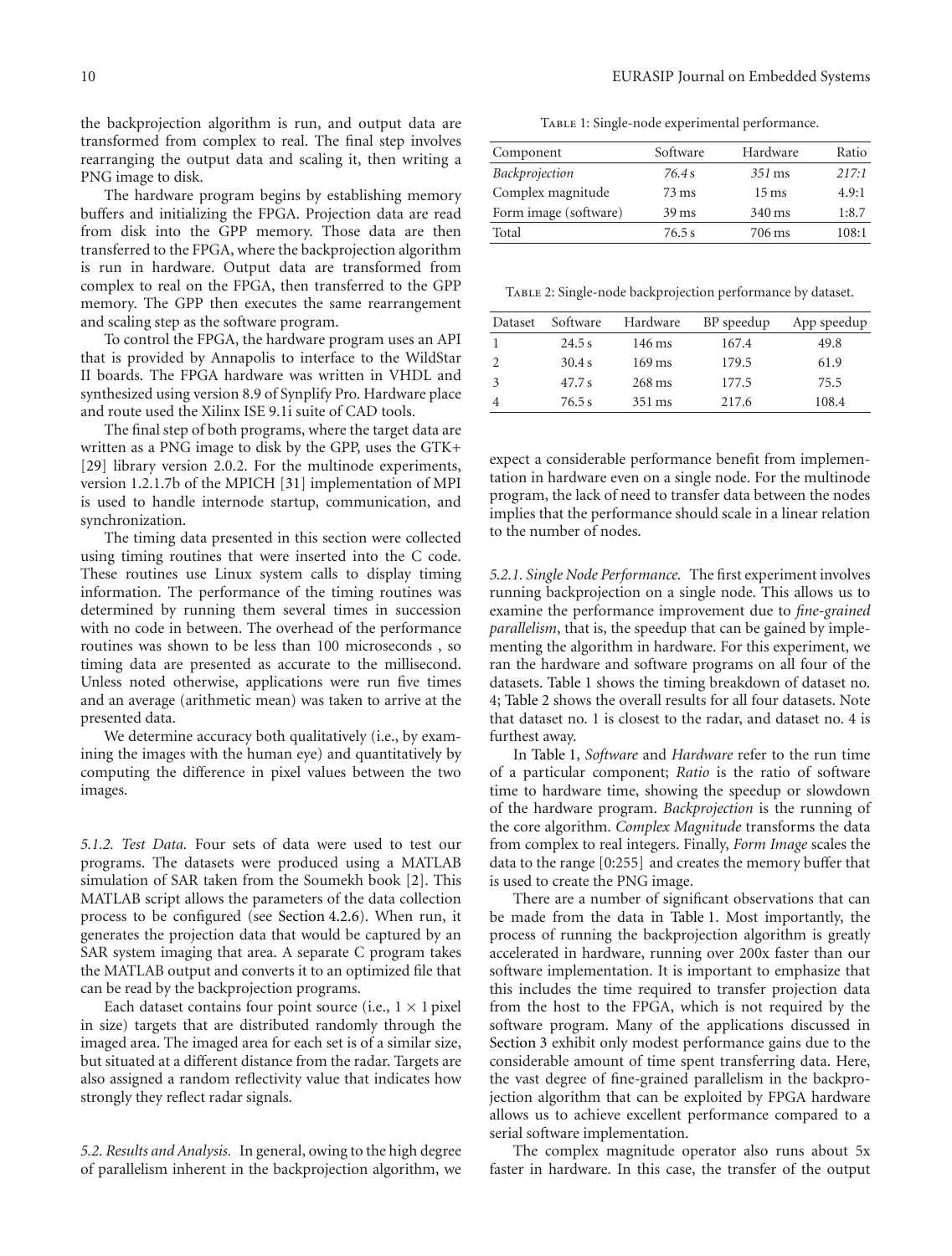the backprojection algorithm is run, and output data are transformed from complex to real. The final step involves rearranging the output data and scaling it, then writing a PNG image to disk.

The hardware program begins by establishing memory buffers and initializing the FPGA. Projection data are read from disk into the GPP memory. Those data are then transferred to the FPGA, where the backprojection algorithm is run in hardware. Output data are transformed from complex to real on the FPGA, then transferred to the GPP memory. The GPP then executes the same rearrangement and scaling step as the software program.

To control the FPGA, the hardware program uses an API that is provided by Annapolis to interface to the WildStar II boards. The FPGA hardware was written in VHDL and synthesized using version 8.9 of Synplify Pro. Hardware place and route used the Xilinx ISE 9.1i suite of CAD tools.

The final step of both programs, where the target data are written as a PNG image to disk by the GPP, uses the GTK+ [29] library version 2.0.2. For the multinode experiments, version 1.2.1.7b of the MPICH [31] implementation of MPI is used to handle internode startup, communication, and synchronization.

The timing data presented in this section were collected using timing routines that were inserted into the C code. These routines use Linux system calls to display timing information. The performance of the timing routines was determined by running them several times in succession with no code in between. The overhead of the performance routines was shown to be less than 100 microseconds , so timing data are presented as accurate to the millisecond. Unless noted otherwise, applications were run five times and an average (arithmetic mean) was taken to arrive at the presented data.

We determine accuracy both qualitatively (i.e., by examining the images with the human eye) and quantitatively by computing the difference in pixel values between the two images.

*5.1.2. Test Data.* Four sets of data were used to test our programs. The datasets were produced using a MATLAB simulation of SAR taken from the Soumekh book [2]. This MATLAB script allows the parameters of the data collection process to be configured (see Section 4.2.6). When run, it generates the projection data that would be captured by an SAR system imaging that area. A separate C program takes the MATLAB output and converts it to an optimized file that can be read by the backprojection programs.

Each dataset contains four point source (i.e., $1 \times 1$ pixel in size) targets that are distributed randomly through the imaged area. The imaged area for each set is of a similar size, but situated at a different distance from the radar. Targets are also assigned a random reflectivity value that indicates how strongly they reflect radar signals.

*5.2. Results and Analysis.* In general, owing to the high degree of parallelism inherent in the backprojection algorithm, we expect a considerable performance benefit from implementation in hardware even on a single node. For the multinode program, the lack of need to transfer data between the nodes implies that the performance should scale in a linear relation to the number of nodes.

Table 1: Single-node experimental performance.

| Component | Software | Hardware | Ratio |
|---|---|---|---|
| *Backprojection* | *76.4 s* | *351 ms* | *217:1* |
| Complex magnitude | 73 ms | 15 ms | 4.9:1 |
| Form image (software) | 39 ms | 340 ms | 1:8.7 |
| Total | 76.5 s | 706 ms | 108:1 |

Table 2: Single-node backprojection performance by dataset.

| Dataset | Software | Hardware | BP speedup | App speedup |
|---|---|---|---|---|
| 1 | 24.5 s | 146 ms | 167.4 | 49.8 |
| 2 | 30.4 s | 169 ms | 179.5 | 61.9 |
| 3 | 47.7 s | 268 ms | 177.5 | 75.5 |
| 4 | 76.5 s | 351 ms | 217.6 | 108.4 |

*5.2.1. Single Node Performance.* The first experiment involves running backprojection on a single node. This allows us to examine the performance improvement due to *fine-grained parallelism*, that is, the speedup that can be gained by implementing the algorithm in hardware. For this experiment, we ran the hardware and software programs on all four of the datasets. Table 1 shows the timing breakdown of dataset no. 4; Table 2 shows the overall results for all four datasets. Note that dataset no. 1 is closest to the radar, and dataset no. 4 is furthest away.

In Table 1, *Software* and *Hardware* refer to the run time of a particular component; *Ratio* is the ratio of software time to hardware time, showing the speedup or slowdown of the hardware program. *Backprojection* is the running of the core algorithm. *Complex Magnitude* transforms the data from complex to real integers. Finally, *Form Image* scales the data to the range [0:255] and creates the memory buffer that is used to create the PNG image.

There are a number of significant observations that can be made from the data in Table 1. Most importantly, the process of running the backprojection algorithm is greatly accelerated in hardware, running over 200x faster than our software implementation. It is important to emphasize that this includes the time required to transfer projection data from the host to the FPGA, which is not required by the software program. Many of the applications discussed in Section 3 exhibit only modest performance gains due to the considerable amount of time spent transferring data. Here, the vast degree of fine-grained parallelism in the backprojection algorithm that can be exploited by FPGA hardware allows us to achieve excellent performance compared to a serial software implementation.

The complex magnitude operator also runs about 5x faster in hardware. In this case, the transfer of the output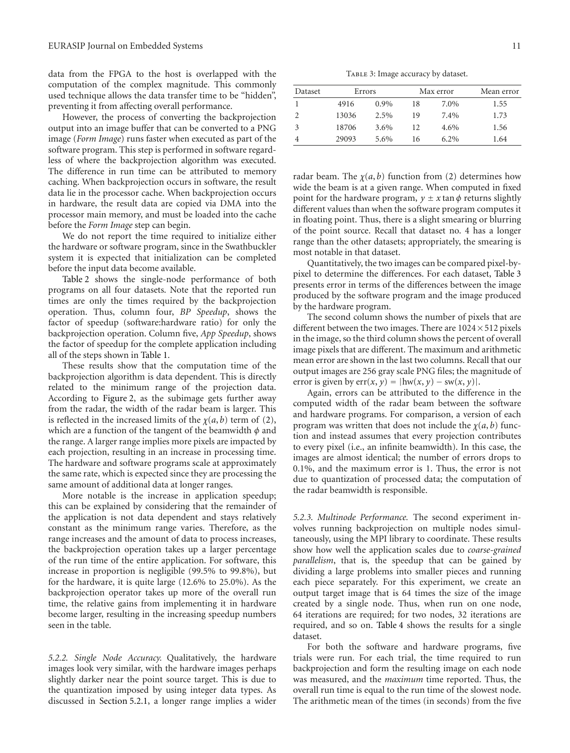data from the FPGA to the host is overlapped with the computation of the complex magnitude. This commonly used technique allows the data transfer time to be "hidden", preventing it from affecting overall performance.

However, the process of converting the backprojection output into an image buffer that can be converted to a PNG image (*Form Image*) runs faster when executed as part of the software program. This step is performed in software regardless of where the backprojection algorithm was executed. The difference in run time can be attributed to memory caching. When backprojection occurs in software, the result data lie in the processor cache. When backprojection occurs in hardware, the result data are copied via DMA into the processor main memory, and must be loaded into the cache before the *Form Image* step can begin.

We do not report the time required to initialize either the hardware or software program, since in the Swathbuckler system it is expected that initialization can be completed before the input data become available.

Table 2 shows the single-node performance of both programs on all four datasets. Note that the reported run times are only the times required by the backprojection operation. Thus, column four, *BP Speedup*, shows the factor of speedup (software:hardware ratio) for only the backprojection operation. Column five, *App Speedup*, shows the factor of speedup for the complete application including all of the steps shown in Table 1.

These results show that the computation time of the backprojection algorithm is data dependent. This is directly related to the minimum range of the projection data. According to Figure 2, as the subimage gets further away from the radar, the width of the radar beam is larger. This is reflected in the increased limits of the $\chi(a, b)$ term of (2), which are a function of the tangent of the beamwidth $\phi$ and the range. A larger range implies more pixels are impacted by each projection, resulting in an increase in processing time. The hardware and software programs scale at approximately the same rate, which is expected since they are processing the same amount of additional data at longer ranges.

More notable is the increase in application speedup; this can be explained by considering that the remainder of the application is not data dependent and stays relatively constant as the minimum range varies. Therefore, as the range increases and the amount of data to process increases, the backprojection operation takes up a larger percentage of the run time of the entire application. For software, this increase in proportion is negligible (99.5% to 99.8%), but for the hardware, it is quite large (12.6% to 25.0%). As the backprojection operator takes up more of the overall run time, the relative gains from implementing it in hardware become larger, resulting in the increasing speedup numbers seen in the table.

*5.2.2. Single Node Accuracy.* Qualitatively, the hardware images look very similar, with the hardware images perhaps slightly darker near the point source target. This is due to the quantization imposed by using integer data types. As discussed in Section 5.2.1, a longer range implies a wider radar beam. The $\chi(a, b)$ function from (2) determines how wide the beam is at a given range. When computed in fixed point for the hardware program, $y \pm x \tan\phi$ returns slightly different values than when the software program computes it in floating point. Thus, there is a slight smearing or blurring of the point source. Recall that dataset no. 4 has a longer range than the other datasets; appropriately, the smearing is most notable in that dataset.

Table 3: Image accuracy by dataset.

| Dataset | Errors | | Max error | | Mean error |
|---|---|---|---|---|---|
| 1 | 4916 | 0.9% | 18 | 7.0% | 1.55 |
| 2 | 13036 | 2.5% | 19 | 7.4% | 1.73 |
| 3 | 18706 | 3.6% | 12 | 4.6% | 1.56 |
| 4 | 29093 | 5.6% | 16 | 6.2% | 1.64 |

Quantitatively, the two images can be compared pixel-by-pixel to determine the differences. For each dataset, Table 3 presents error in terms of the differences between the image produced by the software program and the image produced by the hardware program.

The second column shows the number of pixels that are different between the two images. There are $1024 \times 512$ pixels in the image, so the third column shows the percent of overall image pixels that are different. The maximum and arithmetic mean error are shown in the last two columns. Recall that our output images are 256 gray scale PNG files; the magnitude of error is given by $\mathrm{err}(x, y) = |\mathrm{hw}(x, y) - \mathrm{sw}(x, y)|$.

Again, errors can be attributed to the difference in the computed width of the radar beam between the software and hardware programs. For comparison, a version of each program was written that does not include the $\chi(a, b)$ function and instead assumes that every projection contributes to every pixel (i.e., an infinite beamwidth). In this case, the images are almost identical; the number of errors drops to 0.1%, and the maximum error is 1. Thus, the error is not due to quantization of processed data; the computation of the radar beamwidth is responsible.

*5.2.3. Multinode Performance.* The second experiment involves running backprojection on multiple nodes simultaneously, using the MPI library to coordinate. These results show how well the application scales due to *coarse-grained parallelism*, that is, the speedup that can be gained by dividing a large problems into smaller pieces and running each piece separately. For this experiment, we create an output target image that is 64 times the size of the image created by a single node. Thus, when run on one node, 64 iterations are required; for two nodes, 32 iterations are required, and so on. Table 4 shows the results for a single dataset.

For both the software and hardware programs, five trials were run. For each trial, the time required to run backprojection and form the resulting image on each node was measured, and the *maximum* time reported. Thus, the overall run time is equal to the run time of the slowest node. The arithmetic mean of the times (in seconds) from the five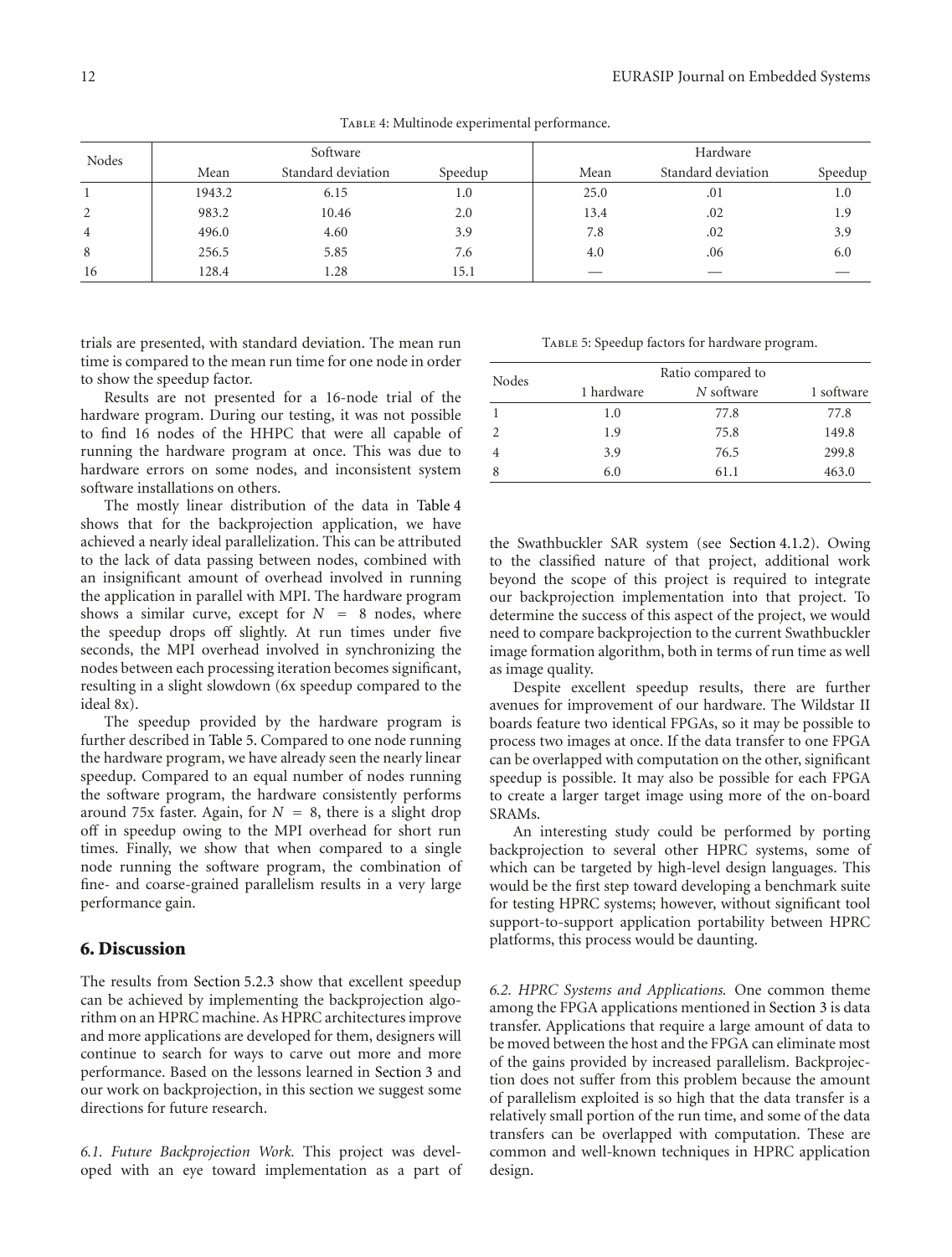Table 4: Multinode experimental performance.

| Nodes | Software | | | Hardware | | |
|---|---|---|---|---|---|---|
| | Mean | Standard deviation | Speedup | Mean | Standard deviation | Speedup |
| 1 | 1943.2 | 6.15 | 1.0 | 25.0 | .01 | 1.0 |
| 2 | 983.2 | 10.46 | 2.0 | 13.4 | .02 | 1.9 |
| 4 | 496.0 | 4.60 | 3.9 | 7.8 | .02 | 3.9 |
| 8 | 256.5 | 5.85 | 7.6 | 4.0 | .06 | 6.0 |
| 16 | 128.4 | 1.28 | 15.1 | — | — | — |

trials are presented, with standard deviation. The mean run time is compared to the mean run time for one node in order to show the speedup factor.

Results are not presented for a 16-node trial of the hardware program. During our testing, it was not possible to find 16 nodes of the HHPC that were all capable of running the hardware program at once. This was due to hardware errors on some nodes, and inconsistent system software installations on others.

The mostly linear distribution of the data in Table 4 shows that for the backprojection application, we have achieved a nearly ideal parallelization. This can be attributed to the lack of data passing between nodes, combined with an insignificant amount of overhead involved in running the application in parallel with MPI. The hardware program shows a similar curve, except for $N = 8$ nodes, where the speedup drops off slightly. At run times under five seconds, the MPI overhead involved in synchronizing the nodes between each processing iteration becomes significant, resulting in a slight slowdown (6x speedup compared to the ideal 8x).

The speedup provided by the hardware program is further described in Table 5. Compared to one node running the hardware program, we have already seen the nearly linear speedup. Compared to an equal number of nodes running the software program, the hardware consistently performs around 75x faster. Again, for $N = 8$, there is a slight drop off in speedup owing to the MPI overhead for short run times. Finally, we show that when compared to a single node running the software program, the combination of fine- and coarse-grained parallelism results in a very large performance gain.

Table 5: Speedup factors for hardware program.

| Nodes | Ratio compared to | | |
|---|---|---|---|
| | 1 hardware | *N* software | 1 software |
| 1 | 1.0 | 77.8 | 77.8 |
| 2 | 1.9 | 75.8 | 149.8 |
| 4 | 3.9 | 76.5 | 299.8 |
| 8 | 6.0 | 61.1 | 463.0 |

## 6. Discussion

The results from Section 5.2.3 show that excellent speedup can be achieved by implementing the backprojection algorithm on an HPRC machine. As HPRC architectures improve and more applications are developed for them, designers will continue to search for ways to carve out more and more performance. Based on the lessons learned in Section 3 and our work on backprojection, in this section we suggest some directions for future research.

*6.1. Future Backprojection Work.* This project was developed with an eye toward implementation as a part of the Swathbuckler SAR system (see Section 4.1.2). Owing to the classified nature of that project, additional work beyond the scope of this project is required to integrate our backprojection implementation into that project. To determine the success of this aspect of the project, we would need to compare backprojection to the current Swathbuckler image formation algorithm, both in terms of run time as well as image quality.

Despite excellent speedup results, there are further avenues for improvement of our hardware. The Wildstar II boards feature two identical FPGAs, so it may be possible to process two images at once. If the data transfer to one FPGA can be overlapped with computation on the other, significant speedup is possible. It may also be possible for each FPGA to create a larger target image using more of the on-board SRAMs.

An interesting study could be performed by porting backprojection to several other HPRC systems, some of which can be targeted by high-level design languages. This would be the first step toward developing a benchmark suite for testing HPRC systems; however, without significant tool support-to-support application portability between HPRC platforms, this process would be daunting.

*6.2. HPRC Systems and Applications.* One common theme among the FPGA applications mentioned in Section 3 is data transfer. Applications that require a large amount of data to be moved between the host and the FPGA can eliminate most of the gains provided by increased parallelism. Backprojection does not suffer from this problem because the amount of parallelism exploited is so high that the data transfer is a relatively small portion of the run time, and some of the data transfers can be overlapped with computation. These are common and well-known techniques in HPRC application design.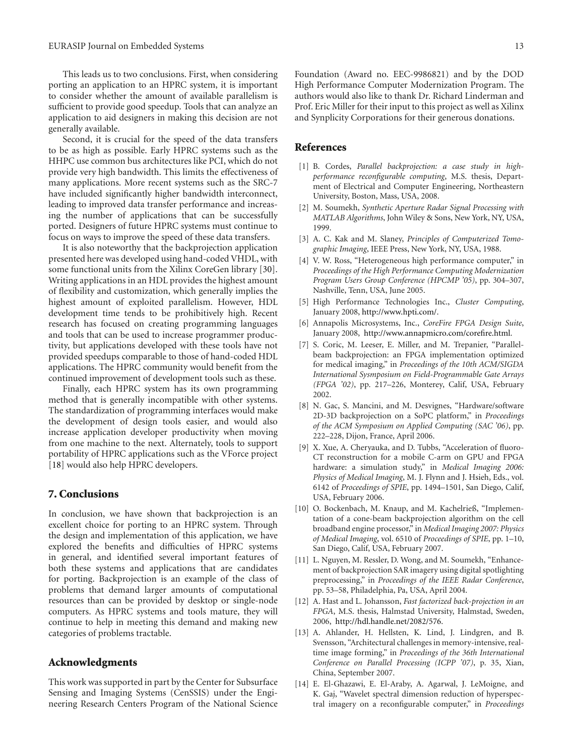This leads us to two conclusions. First, when considering porting an application to an HPRC system, it is important to consider whether the amount of available parallelism is sufficient to provide good speedup. Tools that can analyze an application to aid designers in making this decision are not generally available.

Second, it is crucial for the speed of the data transfers to be as high as possible. Early HPRC systems such as the HHPC use common bus architectures like PCI, which do not provide very high bandwidth. This limits the effectiveness of many applications. More recent systems such as the SRC-7 have included significantly higher bandwidth interconnect, leading to improved data transfer performance and increasing the number of applications that can be successfully ported. Designers of future HPRC systems must continue to focus on ways to improve the speed of these data transfers.

It is also noteworthy that the backprojection application presented here was developed using hand-coded VHDL, with some functional units from the Xilinx CoreGen library [30]. Writing applications in an HDL provides the highest amount of flexibility and customization, which generally implies the highest amount of exploited parallelism. However, HDL development time tends to be prohibitively high. Recent research has focused on creating programming languages and tools that can be used to increase programmer productivity, but applications developed with these tools have not provided speedups comparable to those of hand-coded HDL applications. The HPRC community would benefit from the continued improvement of development tools such as these.

Finally, each HPRC system has its own programming method that is generally incompatible with other systems. The standardization of programming interfaces would make the development of design tools easier, and would also increase application developer productivity when moving from one machine to the next. Alternately, tools to support portability of HPRC applications such as the VForce project [18] would also help HPRC developers.

## 7. Conclusions

In conclusion, we have shown that backprojection is an excellent choice for porting to an HPRC system. Through the design and implementation of this application, we have explored the benefits and difficulties of HPRC systems in general, and identified several important features of both these systems and applications that are candidates for porting. Backprojection is an example of the class of problems that demand larger amounts of computational resources than can be provided by desktop or single-node computers. As HPRC systems and tools mature, they will continue to help in meeting this demand and making new categories of problems tractable.

## Acknowledgments

This work was supported in part by the Center for Subsurface Sensing and Imaging Systems (CenSSIS) under the Engineering Research Centers Program of the National Science Foundation (Award no. EEC-9986821) and by the DOD High Performance Computer Modernization Program. The authors would also like to thank Dr. Richard Linderman and Prof. Eric Miller for their input to this project as well as Xilinx and Synplicity Corporations for their generous donations.

## References

[1] B. Cordes, *Parallel backprojection: a case study in high-performance reconfigurable computing*, M.S. thesis, Department of Electrical and Computer Engineering, Northeastern University, Boston, Mass, USA, 2008.

[2] M. Soumekh, *Synthetic Aperture Radar Signal Processing with MATLAB Algorithms*, John Wiley & Sons, New York, NY, USA, 1999.

[3] A. C. Kak and M. Slaney, *Principles of Computerized Tomographic Imaging*, IEEE Press, New York, NY, USA, 1988.

[4] V. W. Ross, "Heterogeneous high performance computer," in *Proceedings of the High Performance Computing Modernization Program Users Group Conference (HPCMP '05)*, pp. 304–307, Nashville, Tenn, USA, June 2005.

[5] High Performance Technologies Inc., *Cluster Computing*, January 2008, http://www.hpti.com/.

[6] Annapolis Microsystems, Inc., *CoreFire FPGA Design Suite*, January 2008, http://www.annapmicro.com/corefire.html.

[7] S. Coric, M. Leeser, E. Miller, and M. Trepanier, "Parallel-beam backprojection: an FPGA implementation optimized for medical imaging," in *Proceedings of the 10th ACM/SIGDA International Sysmposium on Field-Programmable Gate Arrays (FPGA '02)*, pp. 217–226, Monterey, Calif, USA, February 2002.

[8] N. Gac, S. Mancini, and M. Desvignes, "Hardware/software 2D-3D backprojection on a SoPC platform," in *Proceedings of the ACM Symposium on Applied Computing (SAC '06)*, pp. 222–228, Dijon, France, April 2006.

[9] X. Xue, A. Cheryauka, and D. Tubbs, "Acceleration of fluoro-CT reconstruction for a mobile C-arm on GPU and FPGA hardware: a simulation study," in *Medical Imaging 2006: Physics of Medical Imaging*, M. J. Flynn and J. Hsieh, Eds., vol. 6142 of *Proceedings of SPIE*, pp. 1494–1501, San Diego, Calif, USA, February 2006.

[10] O. Bockenbach, M. Knaup, and M. Kachelrieß, "Implementation of a cone-beam backprojection algorithm on the cell broadband engine processor," in *Medical Imaging 2007: Physics of Medical Imaging*, vol. 6510 of *Proceedings of SPIE*, pp. 1–10, San Diego, Calif, USA, February 2007.

[11] L. Nguyen, M. Ressler, D. Wong, and M. Soumekh, "Enhancement of backprojection SAR imagery using digital spotlighting preprocessing," in *Proceedings of the IEEE Radar Conference*, pp. 53–58, Philadelphia, Pa, USA, April 2004.

[12] A. Hast and L. Johansson, *Fast factorized back-projection in an FPGA*, M.S. thesis, Halmstad University, Halmstad, Sweden, 2006, http://hdl.handle.net/2082/576.

[13] A. Ahlander, H. Hellsten, K. Lind, J. Lindgren, and B. Svensson, "Architectural challenges in memory-intensive, real-time image forming," in *Proceedings of the 36th International Conference on Parallel Processing (ICPP '07)*, p. 35, Xian, China, September 2007.

[14] E. El-Ghazawi, E. El-Araby, A. Agarwal, J. LeMoigne, and K. Gaj, "Wavelet spectral dimension reduction of hyperspectral imagery on a reconfigurable computer," in *Proceedings*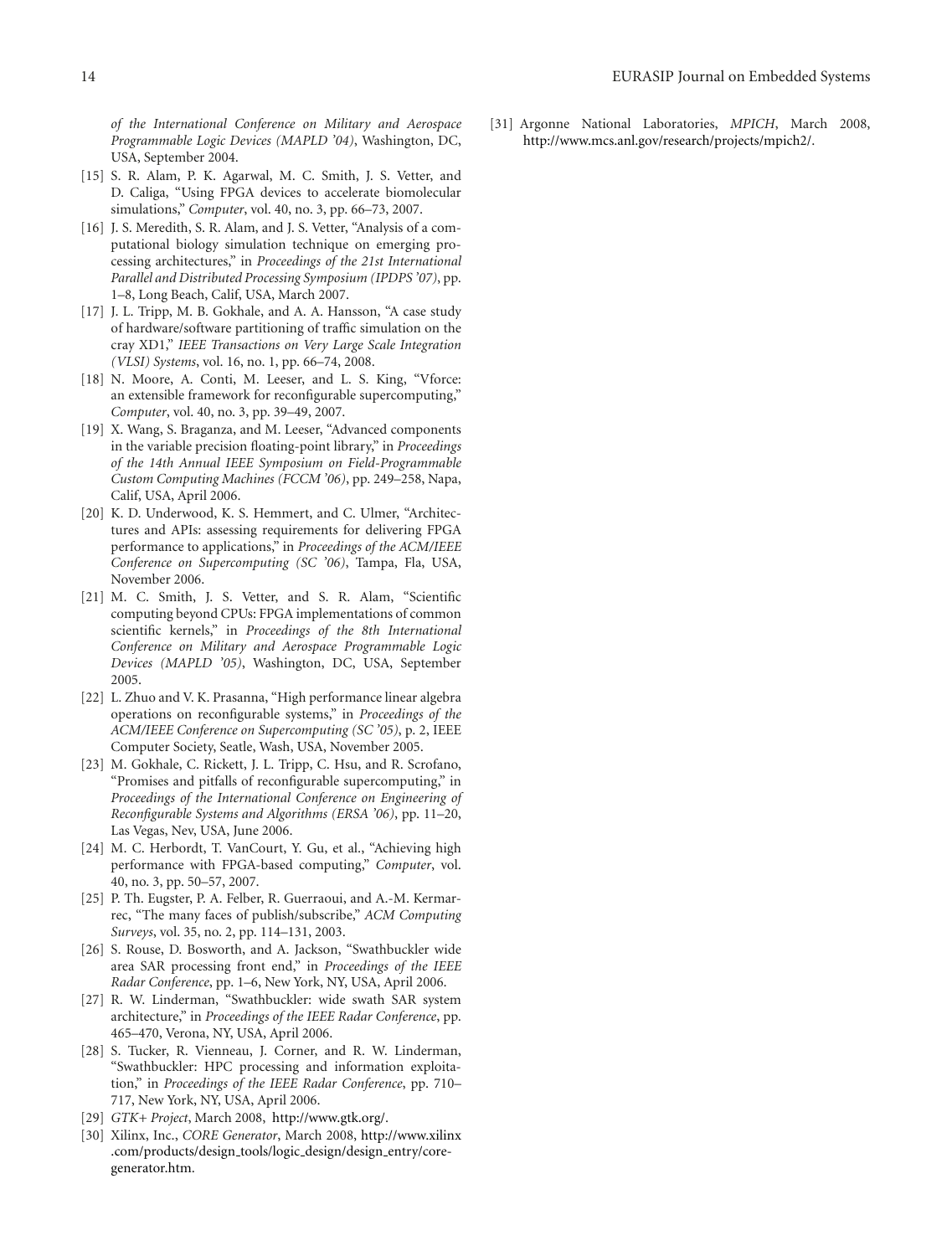of the International Conference on Military and Aerospace Programmable Logic Devices (MAPLD '04)*, Washington, DC, USA, September 2004.

[15] S. R. Alam, P. K. Agarwal, M. C. Smith, J. S. Vetter, and D. Caliga, "Using FPGA devices to accelerate biomolecular simulations," *Computer*, vol. 40, no. 3, pp. 66–73, 2007.

[16] J. S. Meredith, S. R. Alam, and J. S. Vetter, "Analysis of a computational biology simulation technique on emerging processing architectures," in *Proceedings of the 21st International Parallel and Distributed Processing Symposium (IPDPS '07)*, pp. 1–8, Long Beach, Calif, USA, March 2007.

[17] J. L. Tripp, M. B. Gokhale, and A. A. Hansson, "A case study of hardware/software partitioning of traffic simulation on the cray XD1," *IEEE Transactions on Very Large Scale Integration (VLSI) Systems*, vol. 16, no. 1, pp. 66–74, 2008.

[18] N. Moore, A. Conti, M. Leeser, and L. S. King, "Vforce: an extensible framework for reconfigurable supercomputing," *Computer*, vol. 40, no. 3, pp. 39–49, 2007.

[19] X. Wang, S. Braganza, and M. Leeser, "Advanced components in the variable precision floating-point library," in *Proceedings of the 14th Annual IEEE Symposium on Field-Programmable Custom Computing Machines (FCCM '06)*, pp. 249–258, Napa, Calif, USA, April 2006.

[20] K. D. Underwood, K. S. Hemmert, and C. Ulmer, "Architectures and APIs: assessing requirements for delivering FPGA performance to applications," in *Proceedings of the ACM/IEEE Conference on Supercomputing (SC '06)*, Tampa, Fla, USA, November 2006.

[21] M. C. Smith, J. S. Vetter, and S. R. Alam, "Scientific computing beyond CPUs: FPGA implementations of common scientific kernels," in *Proceedings of the 8th International Conference on Military and Aerospace Programmable Logic Devices (MAPLD '05)*, Washington, DC, USA, September 2005.

[22] L. Zhuo and V. K. Prasanna, "High performance linear algebra operations on reconfigurable systems," in *Proceedings of the ACM/IEEE Conference on Supercomputing (SC '05)*, p. 2, IEEE Computer Society, Seatle, Wash, USA, November 2005.

[23] M. Gokhale, C. Rickett, J. L. Tripp, C. Hsu, and R. Scrofano, "Promises and pitfalls of reconfigurable supercomputing," in *Proceedings of the International Conference on Engineering of Reconfigurable Systems and Algorithms (ERSA '06)*, pp. 11–20, Las Vegas, Nev, USA, June 2006.

[24] M. C. Herbordt, T. VanCourt, Y. Gu, et al., "Achieving high performance with FPGA-based computing," *Computer*, vol. 40, no. 3, pp. 50–57, 2007.

[25] P. Th. Eugster, P. A. Felber, R. Guerraoui, and A.-M. Kermarrec, "The many faces of publish/subscribe," *ACM Computing Surveys*, vol. 35, no. 2, pp. 114–131, 2003.

[26] S. Rouse, D. Bosworth, and A. Jackson, "Swathbuckler wide area SAR processing front end," in *Proceedings of the IEEE Radar Conference*, pp. 1–6, New York, NY, USA, April 2006.

[27] R. W. Linderman, "Swathbuckler: wide swath SAR system architecture," in *Proceedings of the IEEE Radar Conference*, pp. 465–470, Verona, NY, USA, April 2006.

[28] S. Tucker, R. Vienneau, J. Corner, and R. W. Linderman, "Swathbuckler: HPC processing and information exploitation," in *Proceedings of the IEEE Radar Conference*, pp. 710–717, New York, NY, USA, April 2006.

[29] *GTK+ Project*, March 2008, http://www.gtk.org/.

[30] Xilinx, Inc., *CORE Generator*, March 2008, http://www.xilinx.com/products/design_tools/logic_design/design_entry/coregenerator.htm.

[31] Argonne National Laboratories, *MPICH*, March 2008, http://www.mcs.anl.gov/research/projects/mpich2/.